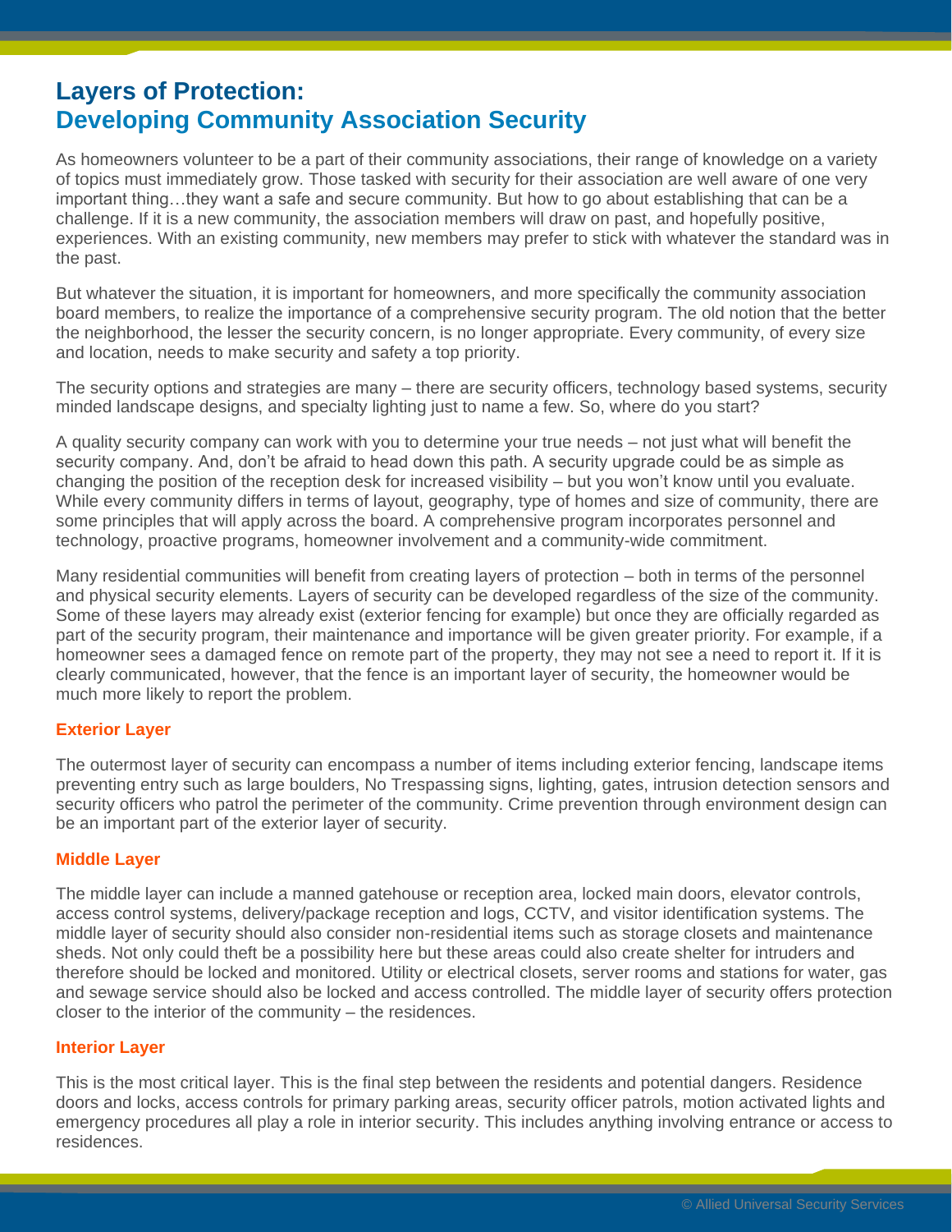# Layers of Protection:
# Developing Community Association Security

As homeowners volunteer to be a part of their community associations, their range of knowledge on a variety of topics must immediately grow. Those tasked with security for their association are well aware of one very important thing…they want a safe and secure community. But how to go about establishing that can be a challenge. If it is a new community, the association members will draw on past, and hopefully positive, experiences. With an existing community, new members may prefer to stick with whatever the standard was in the past.

But whatever the situation, it is important for homeowners, and more specifically the community association board members, to realize the importance of a comprehensive security program. The old notion that the better the neighborhood, the lesser the security concern, is no longer appropriate. Every community, of every size and location, needs to make security and safety a top priority.

The security options and strategies are many – there are security officers, technology based systems, security minded landscape designs, and specialty lighting just to name a few. So, where do you start?

A quality security company can work with you to determine your true needs – not just what will benefit the security company. And, don't be afraid to head down this path. A security upgrade could be as simple as changing the position of the reception desk for increased visibility – but you won't know until you evaluate. While every community differs in terms of layout, geography, type of homes and size of community, there are some principles that will apply across the board. A comprehensive program incorporates personnel and technology, proactive programs, homeowner involvement and a community-wide commitment.

Many residential communities will benefit from creating layers of protection – both in terms of the personnel and physical security elements. Layers of security can be developed regardless of the size of the community. Some of these layers may already exist (exterior fencing for example) but once they are officially regarded as part of the security program, their maintenance and importance will be given greater priority. For example, if a homeowner sees a damaged fence on remote part of the property, they may not see a need to report it. If it is clearly communicated, however, that the fence is an important layer of security, the homeowner would be much more likely to report the problem.

### Exterior Layer

The outermost layer of security can encompass a number of items including exterior fencing, landscape items preventing entry such as large boulders, No Trespassing signs, lighting, gates, intrusion detection sensors and security officers who patrol the perimeter of the community. Crime prevention through environment design can be an important part of the exterior layer of security.

### Middle Layer

The middle layer can include a manned gatehouse or reception area, locked main doors, elevator controls, access control systems, delivery/package reception and logs, CCTV, and visitor identification systems. The middle layer of security should also consider non-residential items such as storage closets and maintenance sheds. Not only could theft be a possibility here but these areas could also create shelter for intruders and therefore should be locked and monitored. Utility or electrical closets, server rooms and stations for water, gas and sewage service should also be locked and access controlled. The middle layer of security offers protection closer to the interior of the community – the residences.

### Interior Layer

This is the most critical layer. This is the final step between the residents and potential dangers. Residence doors and locks, access controls for primary parking areas, security officer patrols, motion activated lights and emergency procedures all play a role in interior security. This includes anything involving entrance or access to residences.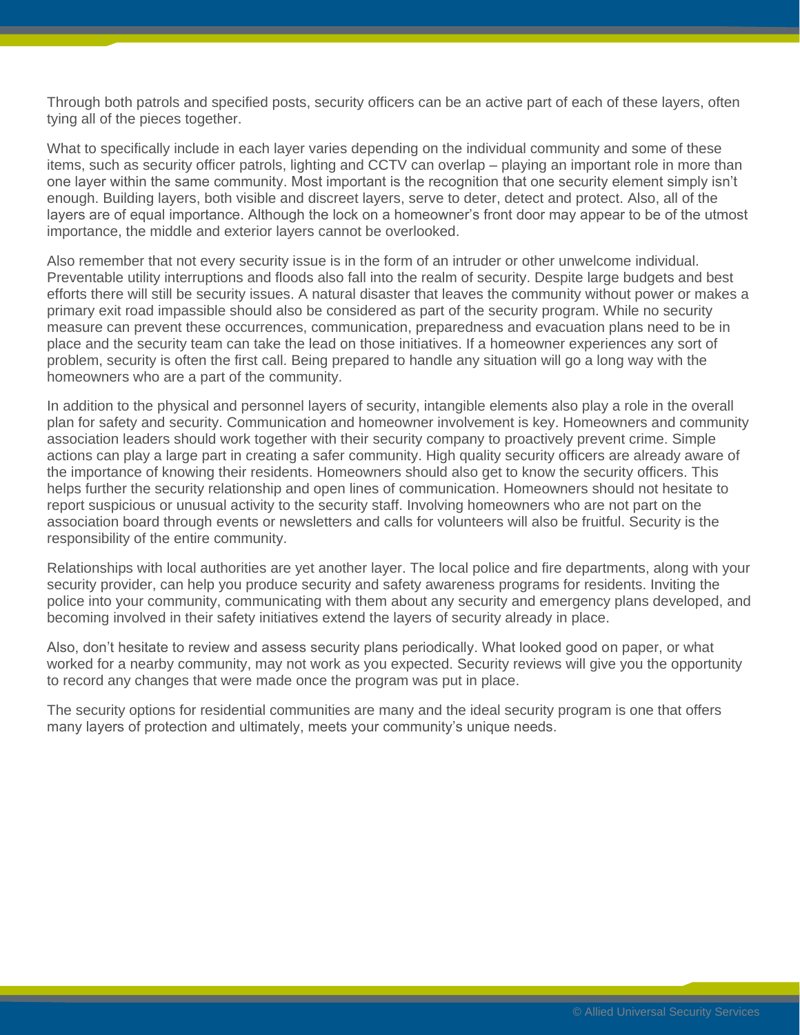Through both patrols and specified posts, security officers can be an active part of each of these layers, often tying all of the pieces together.

What to specifically include in each layer varies depending on the individual community and some of these items, such as security officer patrols, lighting and CCTV can overlap – playing an important role in more than one layer within the same community. Most important is the recognition that one security element simply isn't enough. Building layers, both visible and discreet layers, serve to deter, detect and protect. Also, all of the layers are of equal importance. Although the lock on a homeowner's front door may appear to be of the utmost importance, the middle and exterior layers cannot be overlooked.

Also remember that not every security issue is in the form of an intruder or other unwelcome individual. Preventable utility interruptions and floods also fall into the realm of security. Despite large budgets and best efforts there will still be security issues. A natural disaster that leaves the community without power or makes a primary exit road impassible should also be considered as part of the security program. While no security measure can prevent these occurrences, communication, preparedness and evacuation plans need to be in place and the security team can take the lead on those initiatives. If a homeowner experiences any sort of problem, security is often the first call. Being prepared to handle any situation will go a long way with the homeowners who are a part of the community.

In addition to the physical and personnel layers of security, intangible elements also play a role in the overall plan for safety and security. Communication and homeowner involvement is key. Homeowners and community association leaders should work together with their security company to proactively prevent crime. Simple actions can play a large part in creating a safer community. High quality security officers are already aware of the importance of knowing their residents. Homeowners should also get to know the security officers. This helps further the security relationship and open lines of communication. Homeowners should not hesitate to report suspicious or unusual activity to the security staff. Involving homeowners who are not part on the association board through events or newsletters and calls for volunteers will also be fruitful. Security is the responsibility of the entire community.

Relationships with local authorities are yet another layer. The local police and fire departments, along with your security provider, can help you produce security and safety awareness programs for residents. Inviting the police into your community, communicating with them about any security and emergency plans developed, and becoming involved in their safety initiatives extend the layers of security already in place.

Also, don't hesitate to review and assess security plans periodically. What looked good on paper, or what worked for a nearby community, may not work as you expected. Security reviews will give you the opportunity to record any changes that were made once the program was put in place.

The security options for residential communities are many and the ideal security program is one that offers many layers of protection and ultimately, meets your community's unique needs.